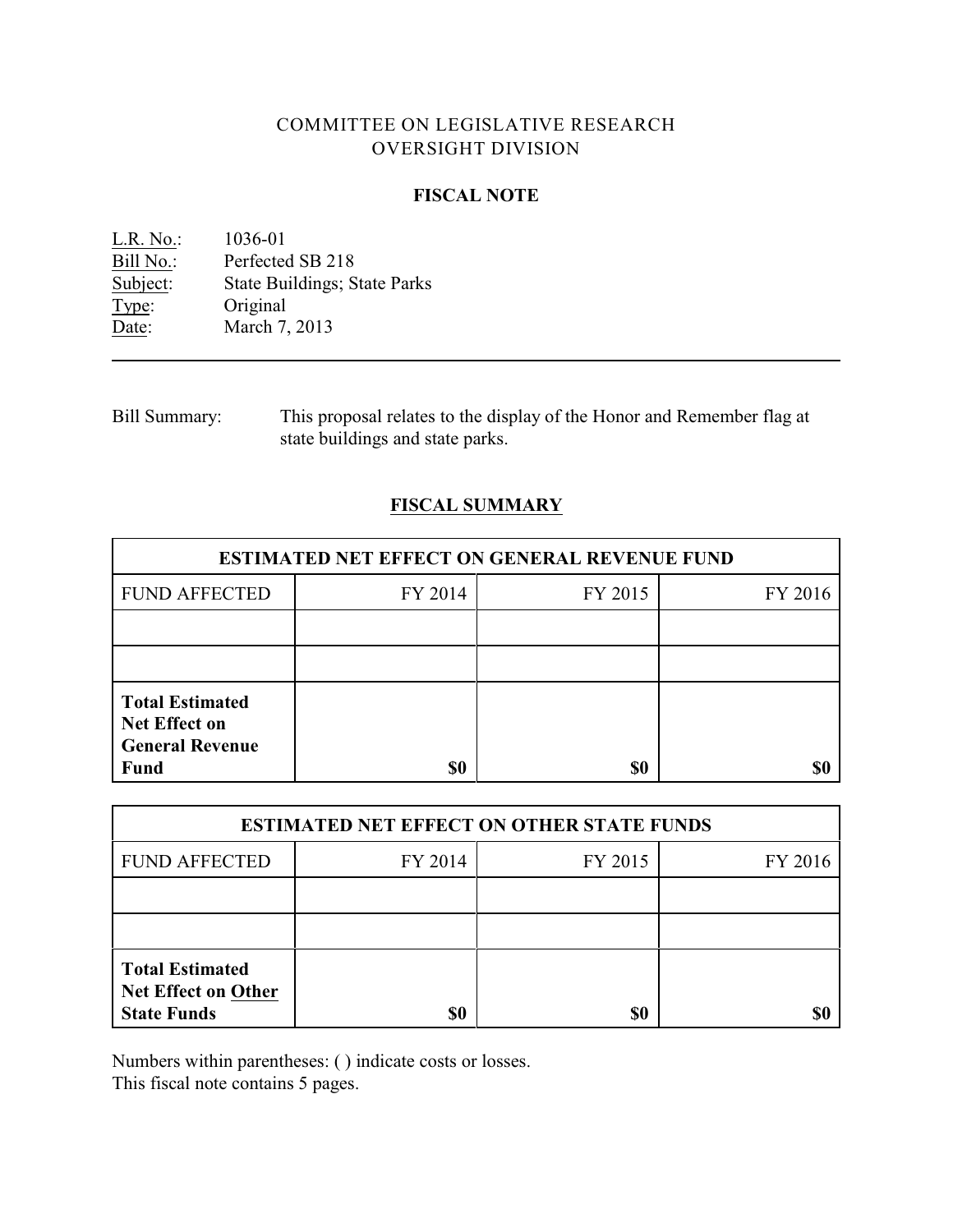COMMITTEE ON LEGISLATIVE RESEARCH
OVERSIGHT DIVISION

## FISCAL NOTE

L.R. No.: 1036-01
Bill No.: Perfected SB 218
Subject: State Buildings; State Parks
Type: Original
Date: March 7, 2013

---

Bill Summary: This proposal relates to the display of the Honor and Remember flag at state buildings and state parks.

## FISCAL SUMMARY

| ESTIMATED NET EFFECT ON GENERAL REVENUE FUND | | | |
|---|---|---|---|
| FUND AFFECTED | FY 2014 | FY 2015 | FY 2016 |
| | | | |
| | | | |
| **Total Estimated Net Effect on General Revenue Fund** | **$0** | **$0** | **$0** |

| ESTIMATED NET EFFECT ON OTHER STATE FUNDS | | | |
|---|---|---|---|
| FUND AFFECTED | FY 2014 | FY 2015 | FY 2016 |
| | | | |
| | | | |
| **Total Estimated Net Effect on Other State Funds** | **$0** | **$0** | **$0** |

Numbers within parentheses: ( ) indicate costs or losses.
This fiscal note contains 5 pages.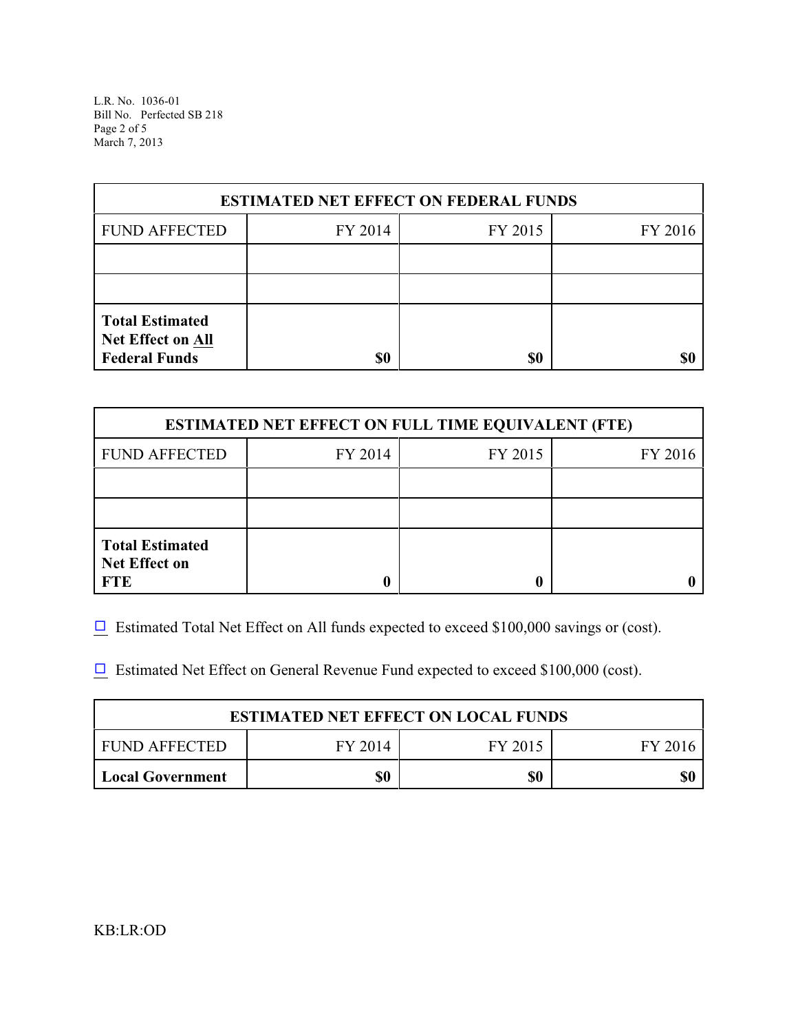| ESTIMATED NET EFFECT ON FEDERAL FUNDS | | | |
|---|---|---|---|
| FUND AFFECTED | FY 2014 | FY 2015 | FY 2016 |
| | | | |
| | | | |
| **Total Estimated Net Effect on All Federal Funds** | **$0** | **$0** | **$0** |

| ESTIMATED NET EFFECT ON FULL TIME EQUIVALENT (FTE) | | | |
|---|---|---|---|
| FUND AFFECTED | FY 2014 | FY 2015 | FY 2016 |
| | | | |
| | | | |
| **Total Estimated Net Effect on FTE** | **0** | **0** | **0** |

☐ Estimated Total Net Effect on All funds expected to exceed $100,000 savings or (cost).

☐ Estimated Net Effect on General Revenue Fund expected to exceed $100,000 (cost).

| ESTIMATED NET EFFECT ON LOCAL FUNDS | | | |
|---|---|---|---|
| FUND AFFECTED | FY 2014 | FY 2015 | FY 2016 |
| **Local Government** | **$0** | **$0** | **$0** |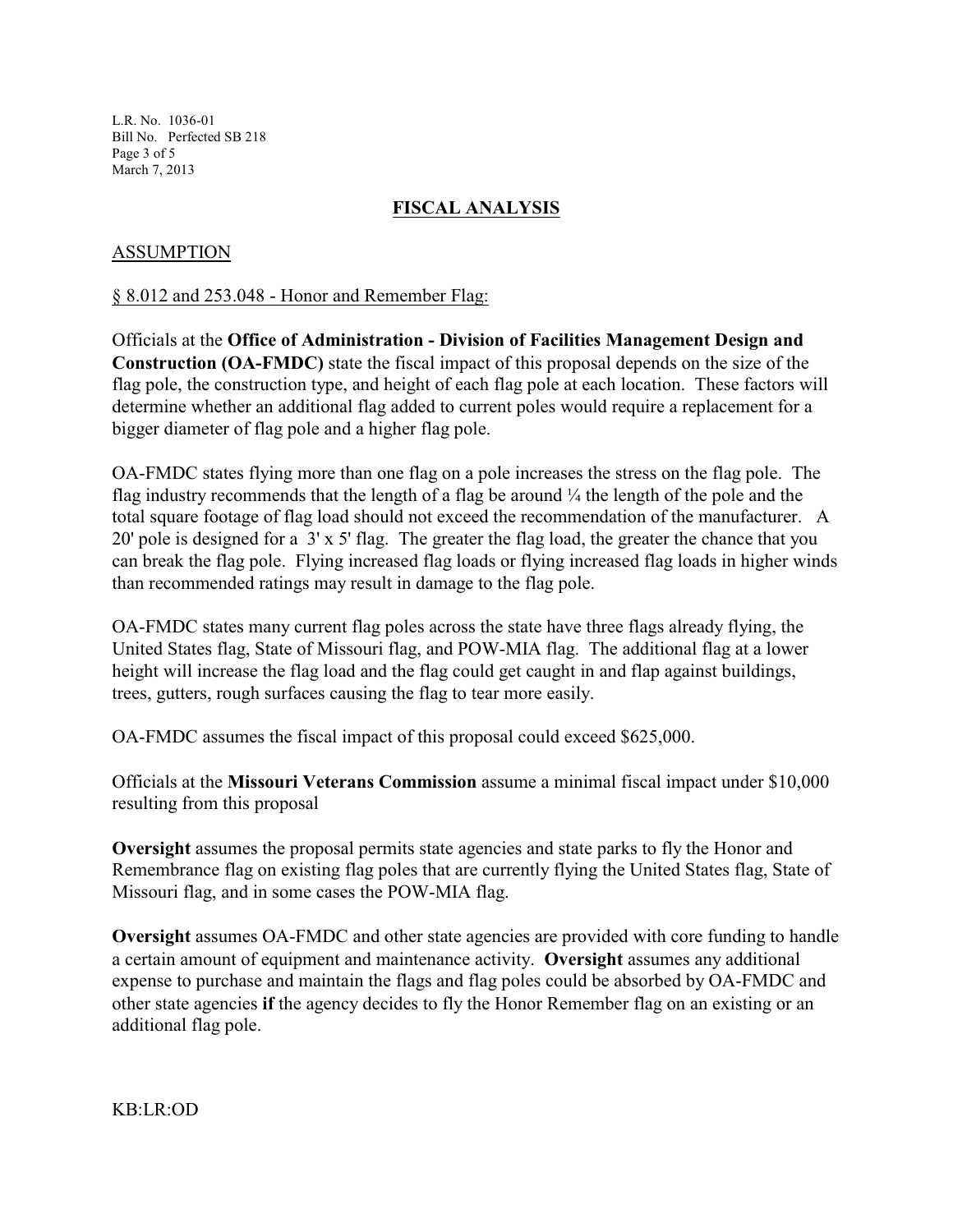## FISCAL ANALYSIS

### ASSUMPTION

§ 8.012 and 253.048 - Honor and Remember Flag:

Officials at the **Office of Administration - Division of Facilities Management Design and Construction (OA-FMDC)** state the fiscal impact of this proposal depends on the size of the flag pole, the construction type, and height of each flag pole at each location. These factors will determine whether an additional flag added to current poles would require a replacement for a bigger diameter of flag pole and a higher flag pole.

OA-FMDC states flying more than one flag on a pole increases the stress on the flag pole. The flag industry recommends that the length of a flag be around ¼ the length of the pole and the total square footage of flag load should not exceed the recommendation of the manufacturer. A 20' pole is designed for a 3' x 5' flag. The greater the flag load, the greater the chance that you can break the flag pole. Flying increased flag loads or flying increased flag loads in higher winds than recommended ratings may result in damage to the flag pole.

OA-FMDC states many current flag poles across the state have three flags already flying, the United States flag, State of Missouri flag, and POW-MIA flag. The additional flag at a lower height will increase the flag load and the flag could get caught in and flap against buildings, trees, gutters, rough surfaces causing the flag to tear more easily.

OA-FMDC assumes the fiscal impact of this proposal could exceed $625,000.

Officials at the **Missouri Veterans Commission** assume a minimal fiscal impact under $10,000 resulting from this proposal

**Oversight** assumes the proposal permits state agencies and state parks to fly the Honor and Remembrance flag on existing flag poles that are currently flying the United States flag, State of Missouri flag, and in some cases the POW-MIA flag.

**Oversight** assumes OA-FMDC and other state agencies are provided with core funding to handle a certain amount of equipment and maintenance activity. **Oversight** assumes any additional expense to purchase and maintain the flags and flag poles could be absorbed by OA-FMDC and other state agencies **if** the agency decides to fly the Honor Remember flag on an existing or an additional flag pole.

KB:LR:OD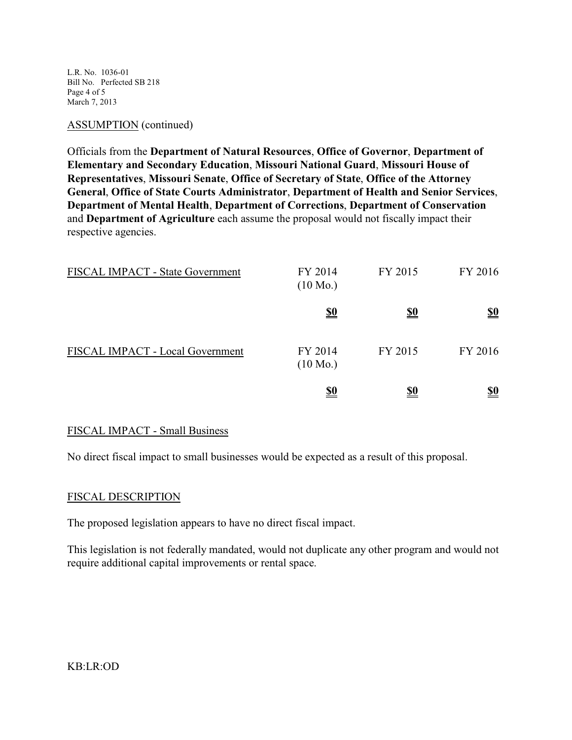ASSUMPTION (continued)

Officials from the **Department of Natural Resources**, **Office of Governor**, **Department of Elementary and Secondary Education**, **Missouri National Guard**, **Missouri House of Representatives**, **Missouri Senate**, **Office of Secretary of State**, **Office of the Attorney General**, **Office of State Courts Administrator**, **Department of Health and Senior Services**, **Department of Mental Health**, **Department of Corrections**, **Department of Conservation** and **Department of Agriculture** each assume the proposal would not fiscally impact their respective agencies.

| FISCAL IMPACT - State Government | FY 2014 (10 Mo.) | FY 2015 | FY 2016 |
|---|---|---|---|
| | **$0** | **$0** | **$0** |

| FISCAL IMPACT - Local Government | FY 2014 (10 Mo.) | FY 2015 | FY 2016 |
|---|---|---|---|
| | **$0** | **$0** | **$0** |

FISCAL IMPACT - Small Business

No direct fiscal impact to small businesses would be expected as a result of this proposal.

FISCAL DESCRIPTION

The proposed legislation appears to have no direct fiscal impact.

This legislation is not federally mandated, would not duplicate any other program and would not require additional capital improvements or rental space.

KB:LR:OD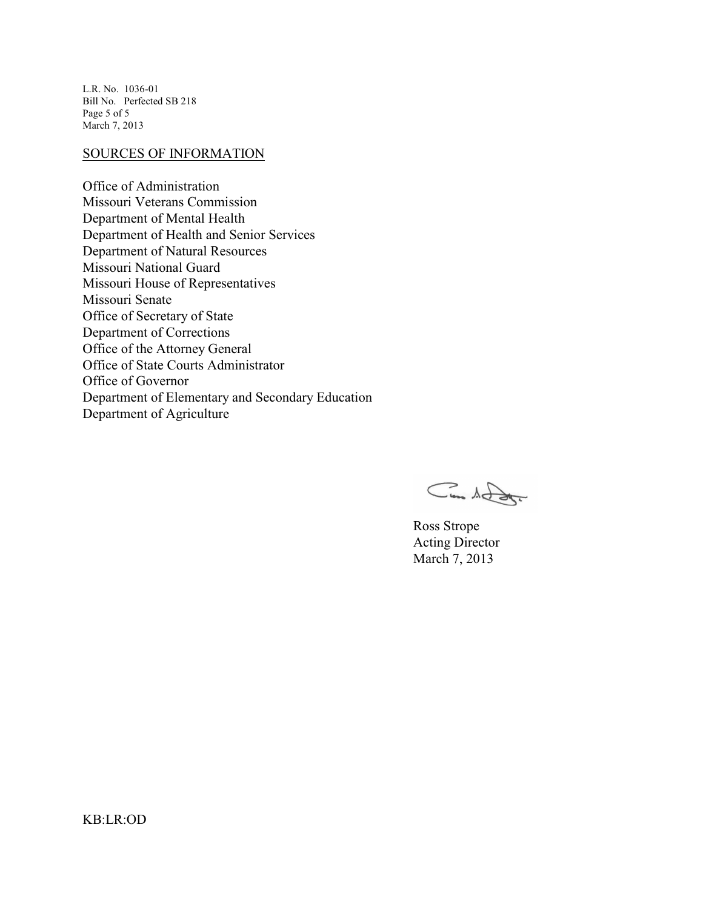SOURCES OF INFORMATION

Office of Administration
Missouri Veterans Commission
Department of Mental Health
Department of Health and Senior Services
Department of Natural Resources
Missouri National Guard
Missouri House of Representatives
Missouri Senate
Office of Secretary of State
Department of Corrections
Office of the Attorney General
Office of State Courts Administrator
Office of Governor
Department of Elementary and Secondary Education
Department of Agriculture

Ross Strope
Acting Director
March 7, 2013

KB:LR:OD